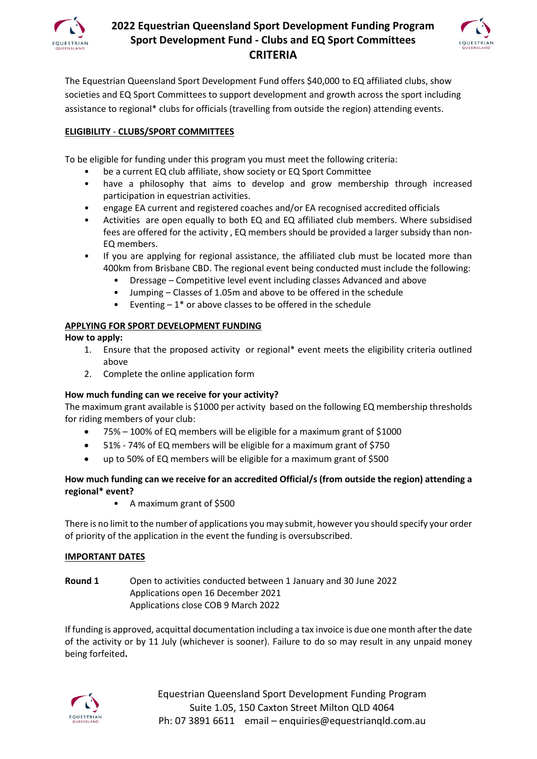# 2022 Equestrian Queensland Sport Development Funding Program
# Sport Development Fund - Clubs and EQ Sport Committees
# CRITERIA

The Equestrian Queensland Sport Development Fund offers $40,000 to EQ affiliated clubs, show societies and EQ Sport Committees to support development and growth across the sport including assistance to regional* clubs for officials (travelling from outside the region) attending events.

## ELIGIBILITY - CLUBS/SPORT COMMITTEES

To be eligible for funding under this program you must meet the following criteria:

- be a current EQ club affiliate, show society or EQ Sport Committee
- have a philosophy that aims to develop and grow membership through increased participation in equestrian activities.
- engage EA current and registered coaches and/or EA recognised accredited officials
- Activities are open equally to both EQ and EQ affiliated club members. Where subsidised fees are offered for the activity , EQ members should be provided a larger subsidy than non-EQ members.
- If you are applying for regional assistance, the affiliated club must be located more than 400km from Brisbane CBD. The regional event being conducted must include the following:
  - Dressage – Competitive level event including classes Advanced and above
  - Jumping – Classes of 1.05m and above to be offered in the schedule
  - Eventing – 1* or above classes to be offered in the schedule

## APPLYING FOR SPORT DEVELOPMENT FUNDING

**How to apply:**

1. Ensure that the proposed activity or regional* event meets the eligibility criteria outlined above
2. Complete the online application form

**How much funding can we receive for your activity?**

The maximum grant available is $1000 per activity based on the following EQ membership thresholds for riding members of your club:

- 75% – 100% of EQ members will be eligible for a maximum grant of $1000
- 51% - 74% of EQ members will be eligible for a maximum grant of $750
- up to 50% of EQ members will be eligible for a maximum grant of $500

**How much funding can we receive for an accredited Official/s (from outside the region) attending a regional* event?**

- A maximum grant of $500

There is no limit to the number of applications you may submit, however you should specify your order of priority of the application in the event the funding is oversubscribed.

## IMPORTANT DATES

**Round 1** Open to activities conducted between 1 January and 30 June 2022
Applications open 16 December 2021
Applications close COB 9 March 2022

If funding is approved, acquittal documentation including a tax invoice is due one month after the date of the activity or by 11 July (whichever is sooner). Failure to do so may result in any unpaid money being forfeited**.**

Equestrian Queensland Sport Development Funding Program
Suite 1.05, 150 Caxton Street Milton QLD 4064
Ph: 07 3891 6611 email – enquiries@equestrianqld.com.au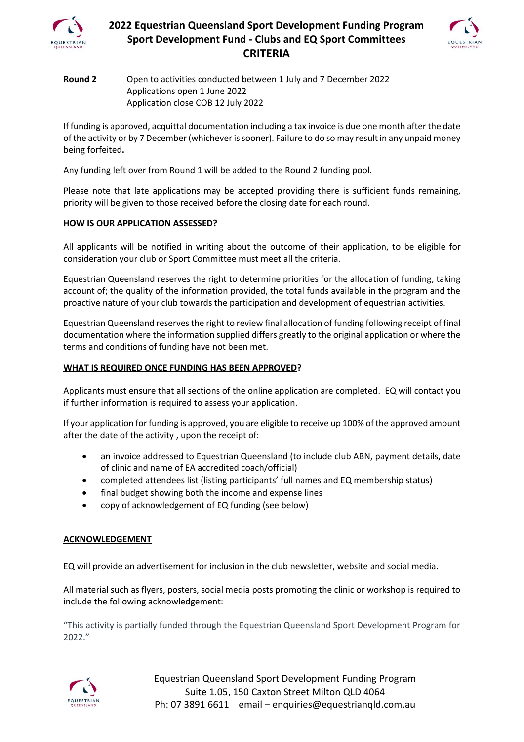# 2022 Equestrian Queensland Sport Development Funding Program
## Sport Development Fund - Clubs and EQ Sport Committees
## CRITERIA

**Round 2** Open to activities conducted between 1 July and 7 December 2022
Applications open 1 June 2022
Application close COB 12 July 2022

If funding is approved, acquittal documentation including a tax invoice is due one month after the date of the activity or by 7 December (whichever is sooner). Failure to do so may result in any unpaid money being forfeited**.**

Any funding left over from Round 1 will be added to the Round 2 funding pool.

Please note that late applications may be accepted providing there is sufficient funds remaining, priority will be given to those received before the closing date for each round.

### HOW IS OUR APPLICATION ASSESSED?

All applicants will be notified in writing about the outcome of their application, to be eligible for consideration your club or Sport Committee must meet all the criteria.

Equestrian Queensland reserves the right to determine priorities for the allocation of funding, taking account of; the quality of the information provided, the total funds available in the program and the proactive nature of your club towards the participation and development of equestrian activities.

Equestrian Queensland reserves the right to review final allocation of funding following receipt of final documentation where the information supplied differs greatly to the original application or where the terms and conditions of funding have not been met.

### WHAT IS REQUIRED ONCE FUNDING HAS BEEN APPROVED?

Applicants must ensure that all sections of the online application are completed. EQ will contact you if further information is required to assess your application.

If your application for funding is approved, you are eligible to receive up 100% of the approved amount after the date of the activity , upon the receipt of:

- an invoice addressed to Equestrian Queensland (to include club ABN, payment details, date of clinic and name of EA accredited coach/official)
- completed attendees list (listing participants' full names and EQ membership status)
- final budget showing both the income and expense lines
- copy of acknowledgement of EQ funding (see below)

### ACKNOWLEDGEMENT

EQ will provide an advertisement for inclusion in the club newsletter, website and social media.

All material such as flyers, posters, social media posts promoting the clinic or workshop is required to include the following acknowledgement:

"This activity is partially funded through the Equestrian Queensland Sport Development Program for 2022."

Equestrian Queensland Sport Development Funding Program
Suite 1.05, 150 Caxton Street Milton QLD 4064
Ph: 07 3891 6611 email – enquiries@equestrianqld.com.au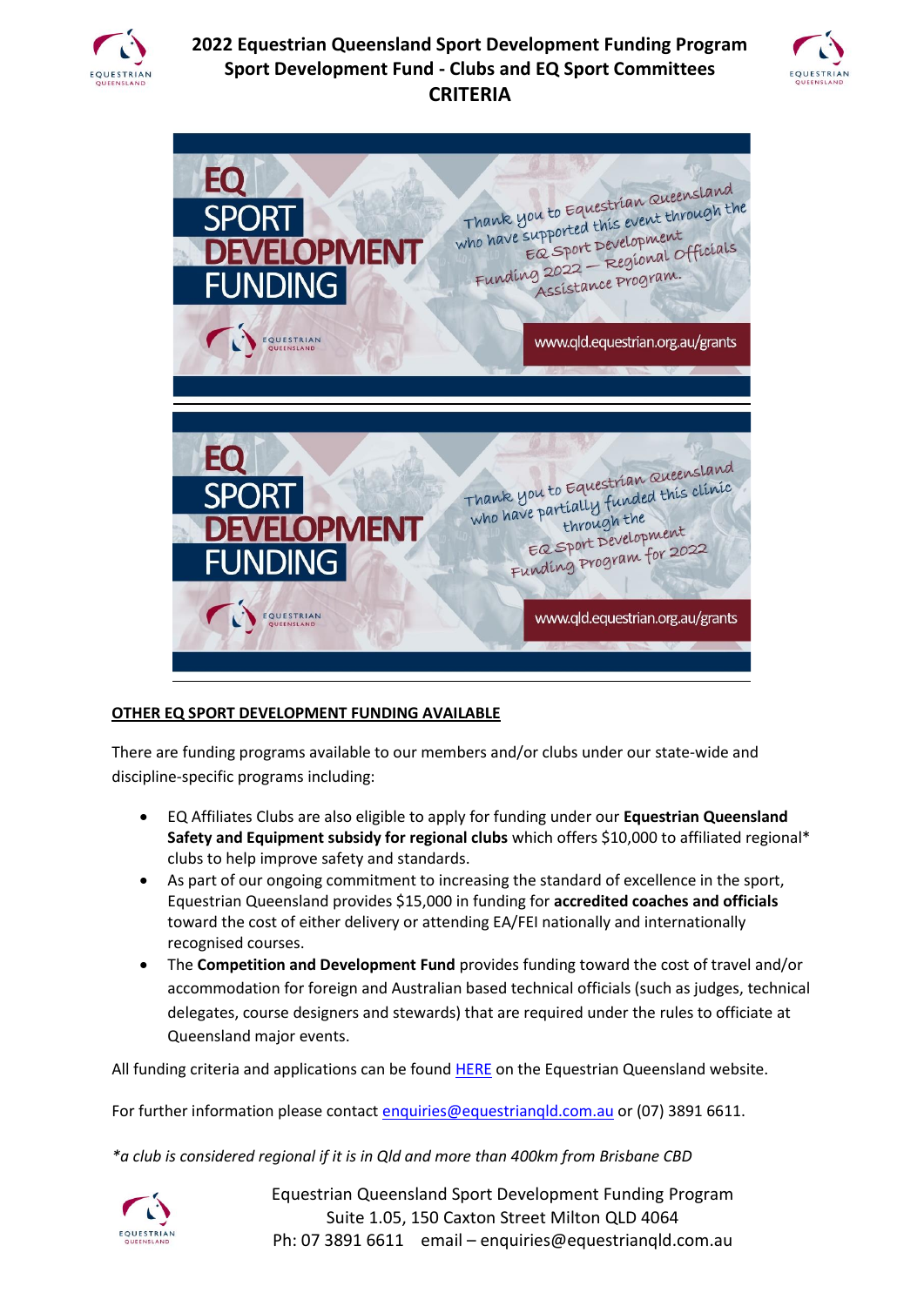# 2022 Equestrian Queensland Sport Development Funding Program
## Sport Development Fund - Clubs and EQ Sport Committees
## CRITERIA

EQ SPORT DEVELOPMENT FUNDING

Thank you to Equestrian Queensland who have supported this event through the EQ Sport Development Funding 2022 – Regional Officials Assistance Program.

www.qld.equestrian.org.au/grants

EQ SPORT DEVELOPMENT FUNDING

Thank you to Equestrian Queensland who have partially funded this clinic through the EQ Sport Development Funding Program for 2022

www.qld.equestrian.org.au/grants

**OTHER EQ SPORT DEVELOPMENT FUNDING AVAILABLE**

There are funding programs available to our members and/or clubs under our state-wide and discipline-specific programs including:

- EQ Affiliates Clubs are also eligible to apply for funding under our **Equestrian Queensland Safety and Equipment subsidy for regional clubs** which offers $10,000 to affiliated regional* clubs to help improve safety and standards.
- As part of our ongoing commitment to increasing the standard of excellence in the sport, Equestrian Queensland provides $15,000 in funding for **accredited coaches and officials** toward the cost of either delivery or attending EA/FEI nationally and internationally recognised courses.
- The **Competition and Development Fund** provides funding toward the cost of travel and/or accommodation for foreign and Australian based technical officials (such as judges, technical delegates, course designers and stewards) that are required under the rules to officiate at Queensland major events.

All funding criteria and applications can be found HERE on the Equestrian Queensland website.

For further information please contact enquiries@equestrianqld.com.au or (07) 3891 6611.

*\*a club is considered regional if it is in Qld and more than 400km from Brisbane CBD*

Equestrian Queensland Sport Development Funding Program
Suite 1.05, 150 Caxton Street Milton QLD 4064
Ph: 07 3891 6611 email – enquiries@equestrianqld.com.au